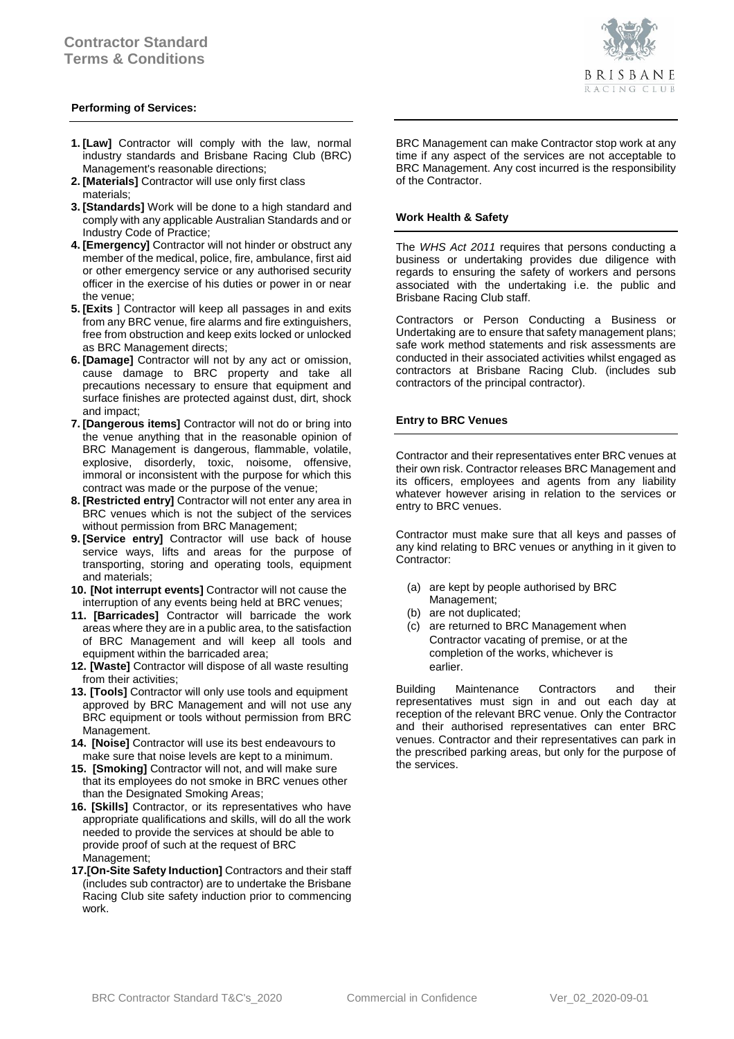# Contractor Standard Terms & Conditions

### Performing of Services:

1. **[Law]** Contractor will comply with the law, normal industry standards and Brisbane Racing Club (BRC) Management's reasonable directions;
2. **[Materials]** Contractor will use only first class materials;
3. **[Standards]** Work will be done to a high standard and comply with any applicable Australian Standards and or Industry Code of Practice;
4. **[Emergency]** Contractor will not hinder or obstruct any member of the medical, police, fire, ambulance, first aid or other emergency service or any authorised security officer in the exercise of his duties or power in or near the venue;
5. **[Exits ]** Contractor will keep all passages in and exits from any BRC venue, fire alarms and fire extinguishers, free from obstruction and keep exits locked or unlocked as BRC Management directs;
6. **[Damage]** Contractor will not by any act or omission, cause damage to BRC property and take all precautions necessary to ensure that equipment and surface finishes are protected against dust, dirt, shock and impact;
7. **[Dangerous items]** Contractor will not do or bring into the venue anything that in the reasonable opinion of BRC Management is dangerous, flammable, volatile, explosive, disorderly, toxic, noisome, offensive, immoral or inconsistent with the purpose for which this contract was made or the purpose of the venue;
8. **[Restricted entry]** Contractor will not enter any area in BRC venues which is not the subject of the services without permission from BRC Management;
9. **[Service entry]** Contractor will use back of house service ways, lifts and areas for the purpose of transporting, storing and operating tools, equipment and materials;
10. **[Not interrupt events]** Contractor will not cause the interruption of any events being held at BRC venues;
11. **[Barricades]** Contractor will barricade the work areas where they are in a public area, to the satisfaction of BRC Management and will keep all tools and equipment within the barricaded area;
12. **[Waste]** Contractor will dispose of all waste resulting from their activities;
13. **[Tools]** Contractor will only use tools and equipment approved by BRC Management and will not use any BRC equipment or tools without permission from BRC Management.
14. **[Noise]** Contractor will use its best endeavours to make sure that noise levels are kept to a minimum.
15. **[Smoking]** Contractor will not, and will make sure that its employees do not smoke in BRC venues other than the Designated Smoking Areas;
16. **[Skills]** Contractor, or its representatives who have appropriate qualifications and skills, will do all the work needed to provide the services at should be able to provide proof of such at the request of BRC Management;
17. **[On-Site Safety Induction]** Contractors and their staff (includes sub contractor) are to undertake the Brisbane Racing Club site safety induction prior to commencing work.

BRC Management can make Contractor stop work at any time if any aspect of the services are not acceptable to BRC Management. Any cost incurred is the responsibility of the Contractor.

### Work Health & Safety

The *WHS Act 2011* requires that persons conducting a business or undertaking provides due diligence with regards to ensuring the safety of workers and persons associated with the undertaking i.e. the public and Brisbane Racing Club staff.

Contractors or Person Conducting a Business or Undertaking are to ensure that safety management plans; safe work method statements and risk assessments are conducted in their associated activities whilst engaged as contractors at Brisbane Racing Club. (includes sub contractors of the principal contractor).

### Entry to BRC Venues

Contractor and their representatives enter BRC venues at their own risk. Contractor releases BRC Management and its officers, employees and agents from any liability whatever however arising in relation to the services or entry to BRC venues.

Contractor must make sure that all keys and passes of any kind relating to BRC venues or anything in it given to Contractor:

(a) are kept by people authorised by BRC Management;
(b) are not duplicated;
(c) are returned to BRC Management when Contractor vacating of premise, or at the completion of the works, whichever is earlier.

Building Maintenance Contractors and their representatives must sign in and out each day at reception of the relevant BRC venue. Only the Contractor and their authorised representatives can enter BRC venues. Contractor and their representatives can park in the prescribed parking areas, but only for the purpose of the services.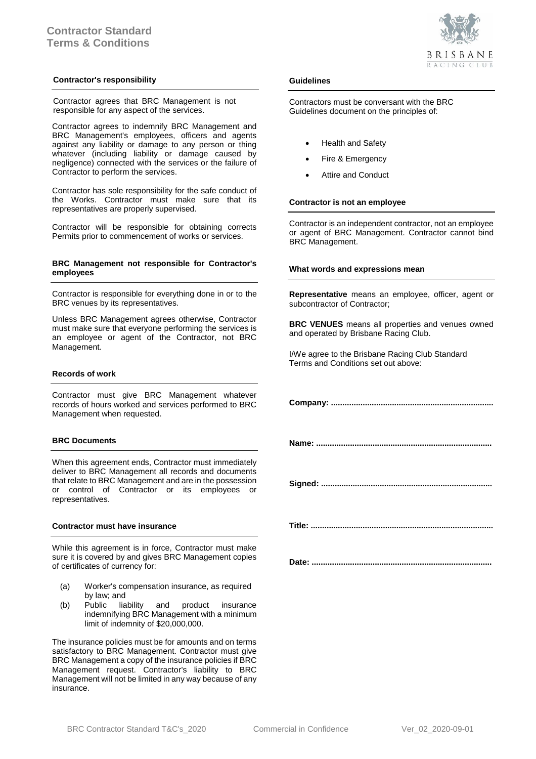# Contractor Standard Terms & Conditions

## Contractor's responsibility

Contractor agrees that BRC Management is not responsible for any aspect of the services.

Contractor agrees to indemnify BRC Management and BRC Management's employees, officers and agents against any liability or damage to any person or thing whatever (including liability or damage caused by negligence) connected with the services or the failure of Contractor to perform the services.

Contractor has sole responsibility for the safe conduct of the Works. Contractor must make sure that its representatives are properly supervised.

Contractor will be responsible for obtaining corrects Permits prior to commencement of works or services.

## BRC Management not responsible for Contractor's employees

Contractor is responsible for everything done in or to the BRC venues by its representatives.

Unless BRC Management agrees otherwise, Contractor must make sure that everyone performing the services is an employee or agent of the Contractor, not BRC Management.

## Records of work

Contractor must give BRC Management whatever records of hours worked and services performed to BRC Management when requested.

## BRC Documents

When this agreement ends, Contractor must immediately deliver to BRC Management all records and documents that relate to BRC Management and are in the possession or control of Contractor or its employees or representatives.

## Contractor must have insurance

While this agreement is in force, Contractor must make sure it is covered by and gives BRC Management copies of certificates of currency for:

(a) Worker's compensation insurance, as required by law; and

(b) Public liability and product insurance indemnifying BRC Management with a minimum limit of indemnity of $20,000,000.

The insurance policies must be for amounts and on terms satisfactory to BRC Management. Contractor must give BRC Management a copy of the insurance policies if BRC Management request. Contractor's liability to BRC Management will not be limited in any way because of any insurance.

## Guidelines

Contractors must be conversant with the BRC Guidelines document on the principles of:

- Health and Safety
- Fire & Emergency
- Attire and Conduct

## Contractor is not an employee

Contractor is an independent contractor, not an employee or agent of BRC Management. Contractor cannot bind BRC Management.

## What words and expressions mean

**Representative** means an employee, officer, agent or subcontractor of Contractor;

**BRC VENUES** means all properties and venues owned and operated by Brisbane Racing Club.

I/We agree to the Brisbane Racing Club Standard Terms and Conditions set out above:

**Company:** .......................................................................

**Name:** .............................................................................

**Signed:** ...........................................................................

**Title:** ...............................................................................

**Date:** ..............................................................................